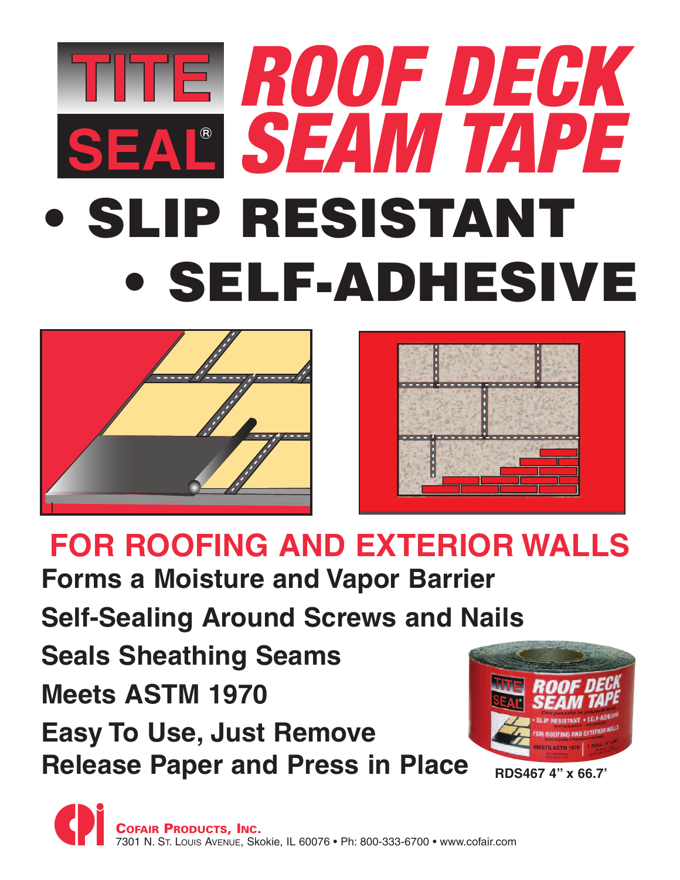# TITE SEAL® ROOF DECK SEAM TAPE

## • SLIP RESISTANT
## • SELF-ADHESIVE

## FOR ROOFING AND EXTERIOR WALLS

**Forms a Moisture and Vapor Barrier**

**Self-Sealing Around Screws and Nails**

**Seals Sheathing Seams**

**Meets ASTM 1970**

**Easy To Use, Just Remove Release Paper and Press in Place**

**RDS467 4" x 66.7'**

**COFAIR PRODUCTS, INC.**
7301 N. St. Louis Avenue, Skokie, IL 60076 • Ph: 800-333-6700 • www.cofair.com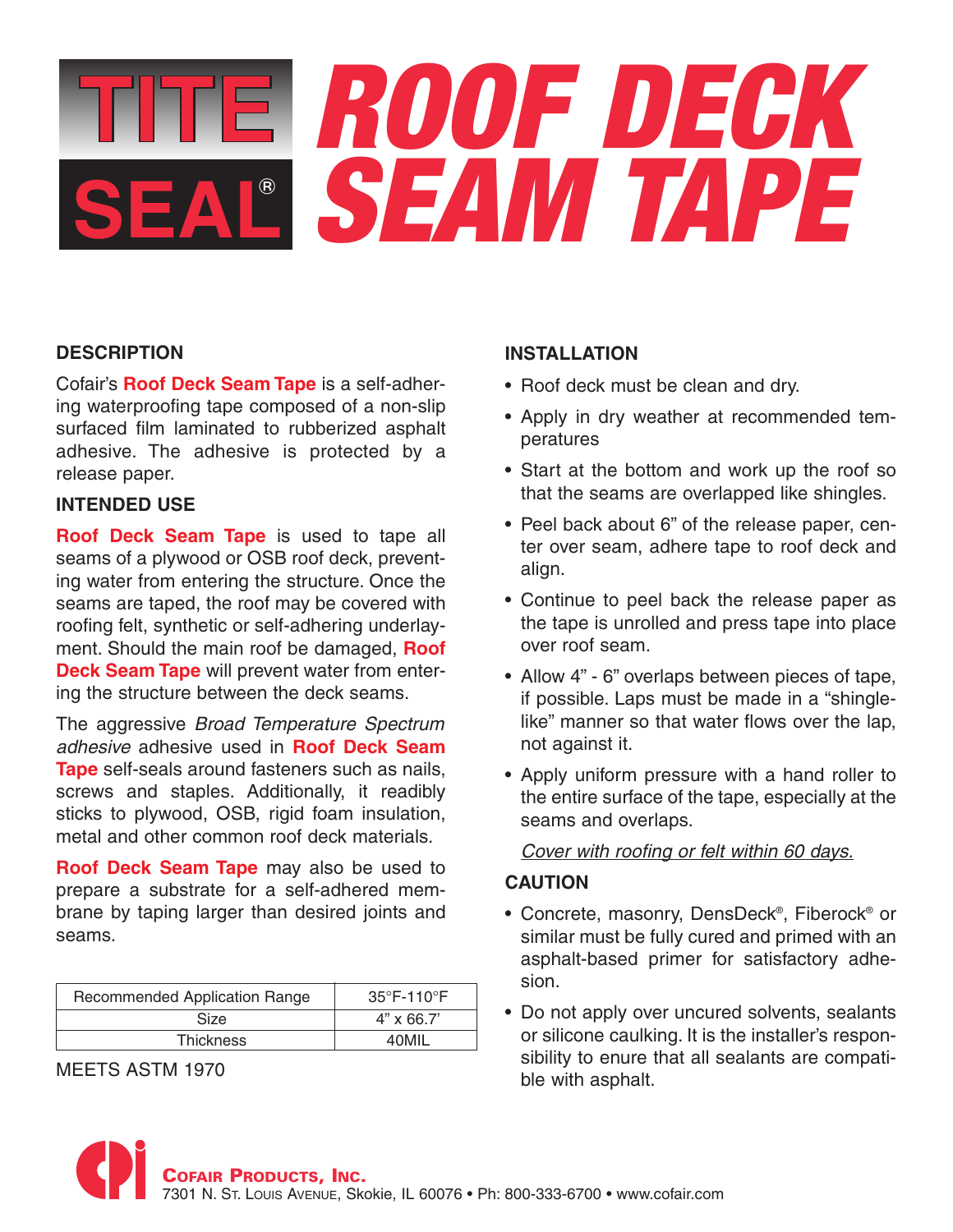# TITE SEAL® ROOF DECK SEAM TAPE

## DESCRIPTION

Cofair's **Roof Deck Seam Tape** is a self-adhering waterproofing tape composed of a non-slip surfaced film laminated to rubberized asphalt adhesive. The adhesive is protected by a release paper.

## INTENDED USE

**Roof Deck Seam Tape** is used to tape all seams of a plywood or OSB roof deck, preventing water from entering the structure. Once the seams are taped, the roof may be covered with roofing felt, synthetic or self-adhering underlayment. Should the main roof be damaged, **Roof Deck Seam Tape** will prevent water from entering the structure between the deck seams.

The aggressive *Broad Temperature Spectrum adhesive* adhesive used in **Roof Deck Seam Tape** self-seals around fasteners such as nails, screws and staples. Additionally, it readibly sticks to plywood, OSB, rigid foam insulation, metal and other common roof deck materials.

**Roof Deck Seam Tape** may also be used to prepare a substrate for a self-adhered membrane by taping larger than desired joints and seams.

| | |
|---|---|
| Recommended Application Range | 35°F-110°F |
| Size | 4" x 66.7' |
| Thickness | 40MIL |

MEETS ASTM 1970

## INSTALLATION

- Roof deck must be clean and dry.
- Apply in dry weather at recommended temperatures
- Start at the bottom and work up the roof so that the seams are overlapped like shingles.
- Peel back about 6" of the release paper, center over seam, adhere tape to roof deck and align.
- Continue to peel back the release paper as the tape is unrolled and press tape into place over roof seam.
- Allow 4" - 6" overlaps between pieces of tape, if possible. Laps must be made in a "shingle-like" manner so that water flows over the lap, not against it.
- Apply uniform pressure with a hand roller to the entire surface of the tape, especially at the seams and overlaps.

*Cover with roofing or felt within 60 days.*

## CAUTION

- Concrete, masonry, DensDeck®, Fiberock® or similar must be fully cured and primed with an asphalt-based primer for satisfactory adhesion.
- Do not apply over uncured solvents, sealants or silicone caulking. It is the installer's responsibility to enure that all sealants are compatible with asphalt.

**COFAIR PRODUCTS, INC.**
7301 N. St. Louis Avenue, Skokie, IL 60076 • Ph: 800-333-6700 • www.cofair.com